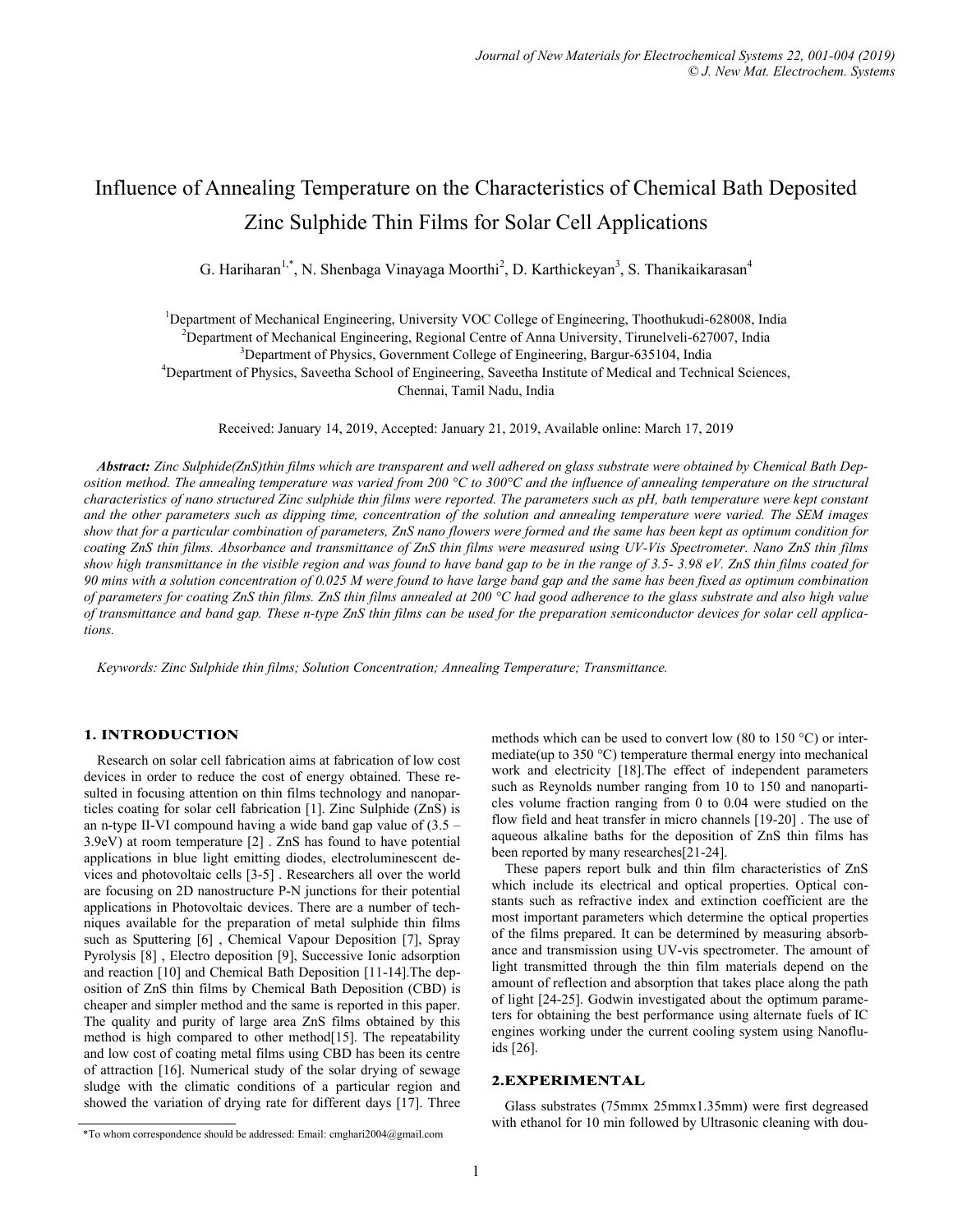# Influence of Annealing Temperature on the Characteristics of Chemical Bath Deposited Zinc Sulphide Thin Films for Solar Cell Applications

G. Hariharan[1,*], N. Shenbaga Vinayaga Moorthi[2], D. Karthickeyan[3], S. Thanikaikarasan[4]

[1]Department of Mechanical Engineering, University VOC College of Engineering, Thoothukudi-628008, India
[2]Department of Mechanical Engineering, Regional Centre of Anna University, Tirunelveli-627007, India
[3]Department of Physics, Government College of Engineering, Bargur-635104, India
[4]Department of Physics, Saveetha School of Engineering, Saveetha Institute of Medical and Technical Sciences, Chennai, Tamil Nadu, India

Received: January 14, 2019, Accepted: January 21, 2019, Available online: March 17, 2019

***Abstract:*** *Zinc Sulphide(ZnS)thin films which are transparent and well adhered on glass substrate were obtained by Chemical Bath Deposition method. The annealing temperature was varied from 200 °C to 300°C and the influence of annealing temperature on the structural characteristics of nano structured Zinc sulphide thin films were reported. The parameters such as pH, bath temperature were kept constant and the other parameters such as dipping time, concentration of the solution and annealing temperature were varied. The SEM images show that for a particular combination of parameters, ZnS nano flowers were formed and the same has been kept as optimum condition for coating ZnS thin films. Absorbance and transmittance of ZnS thin films were measured using UV-Vis Spectrometer. Nano ZnS thin films show high transmittance in the visible region and was found to have band gap to be in the range of 3.5- 3.98 eV. ZnS thin films coated for 90 mins with a solution concentration of 0.025 M were found to have large band gap and the same has been fixed as optimum combination of parameters for coating ZnS thin films. ZnS thin films annealed at 200 °C had good adherence to the glass substrate and also high value of transmittance and band gap. These n-type ZnS thin films can be used for the preparation semiconductor devices for solar cell applications.*

*Keywords: Zinc Sulphide thin films; Solution Concentration; Annealing Temperature; Transmittance.*

## 1. INTRODUCTION

Research on solar cell fabrication aims at fabrication of low cost devices in order to reduce the cost of energy obtained. These resulted in focusing attention on thin films technology and nanoparticles coating for solar cell fabrication [1]. Zinc Sulphide (ZnS) is an n-type II-VI compound having a wide band gap value of (3.5 – 3.9eV) at room temperature [2] . ZnS has found to have potential applications in blue light emitting diodes, electroluminescent devices and photovoltaic cells [3-5] . Researchers all over the world are focusing on 2D nanostructure P-N junctions for their potential applications in Photovoltaic devices. There are a number of techniques available for the preparation of metal sulphide thin films such as Sputtering [6] , Chemical Vapour Deposition [7], Spray Pyrolysis [8] , Electro deposition [9], Successive Ionic adsorption and reaction [10] and Chemical Bath Deposition [11-14].The deposition of ZnS thin films by Chemical Bath Deposition (CBD) is cheaper and simpler method and the same is reported in this paper. The quality and purity of large area ZnS films obtained by this method is high compared to other method[15]. The repeatability and low cost of coating metal films using CBD has been its centre of attraction [16]. Numerical study of the solar drying of sewage sludge with the climatic conditions of a particular region and showed the variation of drying rate for different days [17]. Three methods which can be used to convert low (80 to 150 °C) or intermediate(up to 350 °C) temperature thermal energy into mechanical work and electricity [18].The effect of independent parameters such as Reynolds number ranging from 10 to 150 and nanoparticles volume fraction ranging from 0 to 0.04 were studied on the flow field and heat transfer in micro channels [19-20] . The use of aqueous alkaline baths for the deposition of ZnS thin films has been reported by many researches[21-24].

These papers report bulk and thin film characteristics of ZnS which include its electrical and optical properties. Optical constants such as refractive index and extinction coefficient are the most important parameters which determine the optical properties of the films prepared. It can be determined by measuring absorbance and transmission using UV-vis spectrometer. The amount of light transmitted through the thin film materials depend on the amount of reflection and absorption that takes place along the path of light [24-25]. Godwin investigated about the optimum parameters for obtaining the best performance using alternate fuels of IC engines working under the current cooling system using Nanofluids [26].

## 2.EXPERIMENTAL

Glass substrates (75mmx 25mmx1.35mm) were first degreased with ethanol for 10 min followed by Ultrasonic cleaning with dou-

*To whom correspondence should be addressed: Email: cmghari2004@gmail.com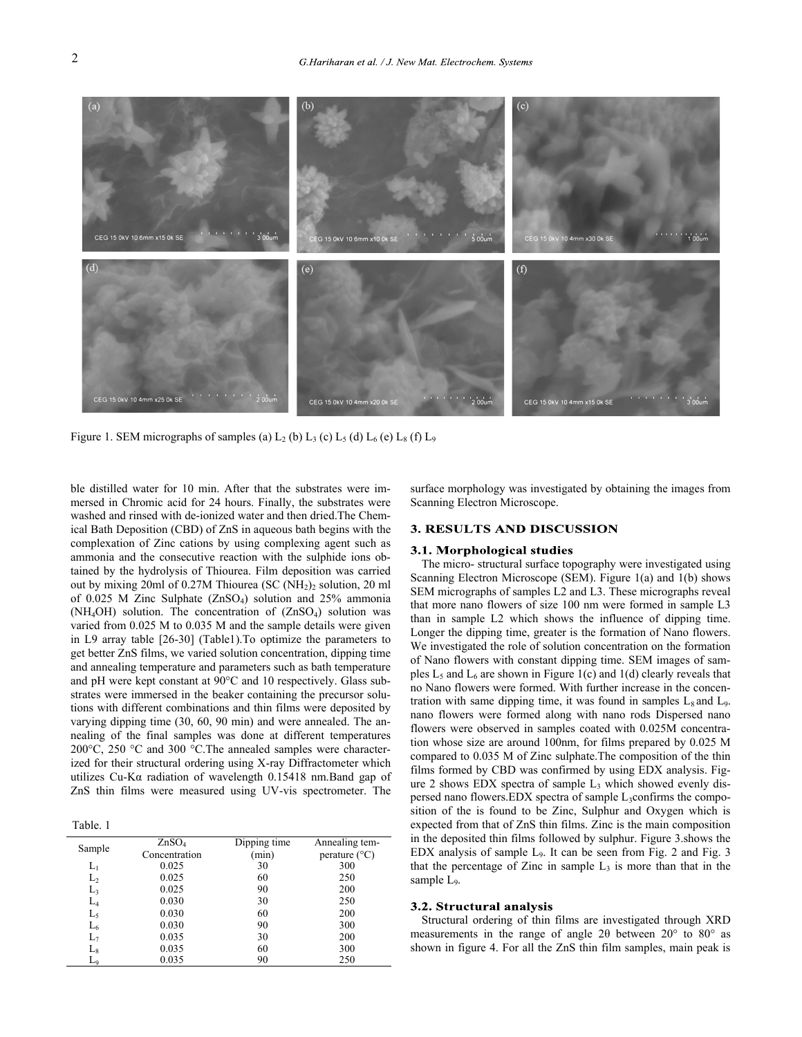Figure 1. SEM micrographs of samples (a) $L_2$ (b) $L_3$ (c) $L_5$ (d) $L_6$ (e) $L_8$ (f) $L_9$

ble distilled water for 10 min. After that the substrates were immersed in Chromic acid for 24 hours. Finally, the substrates were washed and rinsed with de-ionized water and then dried.The Chemical Bath Deposition (CBD) of ZnS in aqueous bath begins with the complexation of Zinc cations by using complexing agent such as ammonia and the consecutive reaction with the sulphide ions obtained by the hydrolysis of Thiourea. Film deposition was carried out by mixing 20ml of 0.27M Thiourea ($SC(NH_2)_2$ solution, 20 ml of 0.025 M Zinc Sulphate ($ZnSO_4$) solution and 25% ammonia ($NH_4OH$) solution. The concentration of ($ZnSO_4$) solution was varied from 0.025 M to 0.035 M and the sample details were given in L9 array table [26-30] (Table1).To optimize the parameters to get better ZnS films, we varied solution concentration, dipping time and annealing temperature and parameters such as bath temperature and pH were kept constant at 90°C and 10 respectively. Glass substrates were immersed in the beaker containing the precursor solutions with different combinations and thin films were deposited by varying dipping time (30, 60, 90 min) and were annealed. The annealing of the final samples was done at different temperatures 200°C, 250 °C and 300 °C.The annealed samples were characterized for their structural ordering using X-ray Diffractometer which utilizes Cu-Kα radiation of wavelength 0.15418 nm.Band gap of ZnS thin films were measured using UV-vis spectrometer. The surface morphology was investigated by obtaining the images from Scanning Electron Microscope.

Table. 1

| Sample | $ZnSO_4$ Concentration | Dipping time (min) | Annealing temperature (°C) |
|---|---|---|---|
| $L_1$ | 0.025 | 30 | 300 |
| $L_2$ | 0.025 | 60 | 250 |
| $L_3$ | 0.025 | 90 | 200 |
| $L_4$ | 0.030 | 30 | 250 |
| $L_5$ | 0.030 | 60 | 200 |
| $L_6$ | 0.030 | 90 | 300 |
| $L_7$ | 0.035 | 30 | 200 |
| $L_8$ | 0.035 | 60 | 300 |
| $L_9$ | 0.035 | 90 | 250 |

## 3. RESULTS AND DISCUSSION

### 3.1. Morphological studies

The micro- structural surface topography were investigated using Scanning Electron Microscope (SEM). Figure 1(a) and 1(b) shows SEM micrographs of samples L2 and L3. These micrographs reveal that more nano flowers of size 100 nm were formed in sample L3 than in sample L2 which shows the influence of dipping time. Longer the dipping time, greater is the formation of Nano flowers. We investigated the role of solution concentration on the formation of Nano flowers with constant dipping time. SEM images of samples $L_5$ and $L_6$ are shown in Figure 1(c) and 1(d) clearly reveals that no Nano flowers were formed. With further increase in the concentration with same dipping time, it was found in samples $L_8$ and $L_9$. nano flowers were formed along with nano rods Dispersed nano flowers were observed in samples coated with 0.025M concentration whose size are around 100nm, for films prepared by 0.025 M compared to 0.035 M of Zinc sulphate.The composition of the thin films formed by CBD was confirmed by using EDX analysis. Figure 2 shows EDX spectra of sample $L_3$ which showed evenly dispersed nano flowers.EDX spectra of sample $L_3$confirms the composition of the is found to be Zinc, Sulphur and Oxygen which is expected from that of ZnS thin films. Zinc is the main composition in the deposited thin films followed by sulphur. Figure 3.shows the EDX analysis of sample $L_9$. It can be seen from Fig. 2 and Fig. 3 that the percentage of Zinc in sample $L_3$ is more than that in the sample $L_9$.

### 3.2. Structural analysis

Structural ordering of thin films are investigated through XRD measurements in the range of angle 2θ between 20° to 80° as shown in figure 4. For all the ZnS thin film samples, main peak is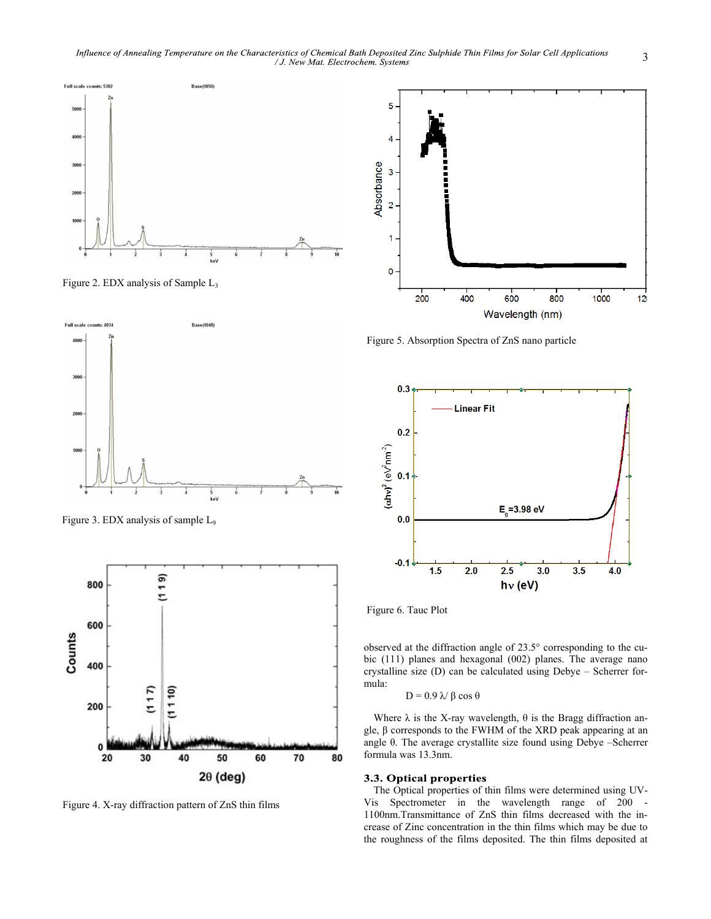Figure 2. EDX analysis of Sample $L_3$

Figure 3. EDX analysis of sample $L_9$

Figure 4. X-ray diffraction pattern of ZnS thin films

Figure 5. Absorption Spectra of ZnS nano particle

Figure 6. Tauc Plot

observed at the diffraction angle of 23.5° corresponding to the cubic (111) planes and hexagonal (002) planes. The average nano crystalline size (D) can be calculated using Debye – Scherrer formula:

$$D = 0.9 \lambda / \beta \cos \theta$$

Where $\lambda$ is the X-ray wavelength, $\theta$ is the Bragg diffraction angle, $\beta$ corresponds to the FWHM of the XRD peak appearing at an angle $\theta$. The average crystallite size found using Debye –Scherrer formula was 13.3nm.

### 3.3. Optical properties

The Optical properties of thin films were determined using UV-Vis Spectrometer in the wavelength range of 200 - 1100nm.Transmittance of ZnS thin films decreased with the increase of Zinc concentration in the thin films which may be due to the roughness of the films deposited. The thin films deposited at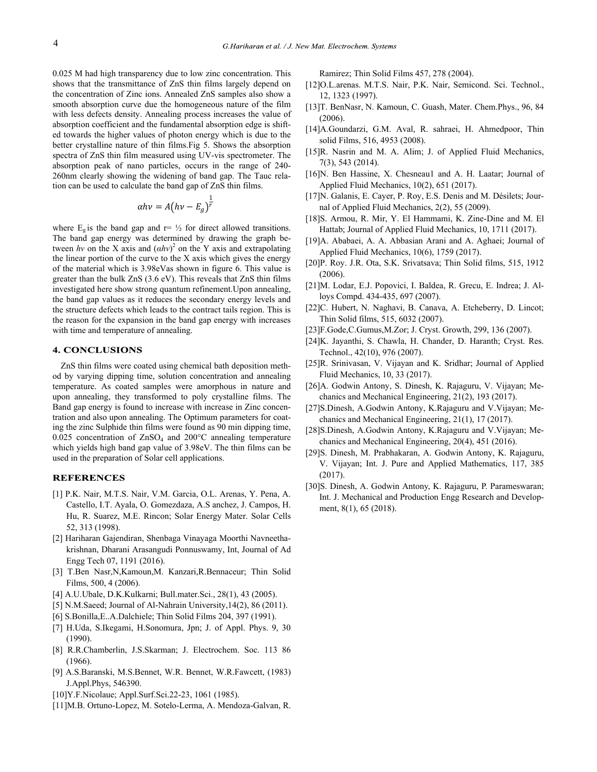0.025 M had high transparency due to low zinc concentration. This shows that the transmittance of ZnS thin films largely depend on the concentration of Zinc ions. Annealed ZnS samples also show a smooth absorption curve due the homogeneous nature of the film with less defects density. Annealing process increases the value of absorption coefficient and the fundamental absorption edge is shifted towards the higher values of photon energy which is due to the better crystalline nature of thin films.Fig 5. Shows the absorption spectra of ZnS thin film measured using UV-vis spectrometer. The absorption peak of nano particles, occurs in the range of 240-260nm clearly showing the widening of band gap. The Tauc relation can be used to calculate the band gap of ZnS thin films.

$$\alpha h\nu = A\left(h\nu - E_g\right)^{\frac{1}{r}}$$

where $E_g$ is the band gap and r= ½ for direct allowed transitions. The band gap energy was determined by drawing the graph between $h\nu$ on the X axis and $(\alpha h\nu)^2$ on the Y axis and extrapolating the linear portion of the curve to the X axis which gives the energy of the material which is 3.98eVas shown in figure 6. This value is greater than the bulk ZnS (3.6 eV). This reveals that ZnS thin films investigated here show strong quantum refinement.Upon annealing, the band gap values as it reduces the secondary energy levels and the structure defects which leads to the contract tails region. This is the reason for the expansion in the band gap energy with increases with time and temperature of annealing.

## 4. CONCLUSIONS

ZnS thin films were coated using chemical bath deposition method by varying dipping time, solution concentration and annealing temperature. As coated samples were amorphous in nature and upon annealing, they transformed to poly crystalline films. The Band gap energy is found to increase with increase in Zinc concentration and also upon annealing. The Optimum parameters for coating the zinc Sulphide thin films were found as 90 min dipping time, 0.025 concentration of $ZnSO_4$ and 200°C annealing temperature which yields high band gap value of 3.98eV. The thin films can be used in the preparation of Solar cell applications.

## REFERENCES

[1] P.K. Nair, M.T.S. Nair, V.M. Garcia, O.L. Arenas, Y. Pena, A. Castello, I.T. Ayala, O. Gomezdaza, A.S anchez, J. Campos, H. Hu, R. Suarez, M.E. Rincon; Solar Energy Mater. Solar Cells 52, 313 (1998).

[2] Hariharan Gajendiran, Shenbaga Vinayaga Moorthi Navneethakrishnan, Dharani Arasangudi Ponnuswamy, Int, Journal of Ad Engg Tech 07, 1191 (2016).

[3] T.Ben Nasr,N,Kamoun,M. Kanzari,R.Bennaceur; Thin Solid Films, 500, 4 (2006).

[4] A.U.Ubale, D.K.Kulkarni; Bull.mater.Sci., 28(1), 43 (2005).

[5] N.M.Saeed; Journal of Al-Nahrain University,14(2), 86 (2011).

[6] S.Bonilla,E..A.Dalchiele; Thin Solid Films 204, 397 (1991).

[7] H.Uda, S.Ikegami, H.Sonomura, Jpn; J. of Appl. Phys. 9, 30 (1990).

[8] R.R.Chamberlin, J.S.Skarman; J. Electrochem. Soc. 113 86 (1966).

[9] A.S.Baranski, M.S.Bennet, W.R. Bennet, W.R.Fawcett, (1983) J.Appl.Phys, 546390.

[10]Y.F.Nicolaue; Appl.Surf.Sci.22-23, 1061 (1985).

[11]M.B. Ortuno-Lopez, M. Sotelo-Lerma, A. Mendoza-Galvan, R. Ramirez; Thin Solid Films 457, 278 (2004).

[12]O.L.arenas. M.T.S. Nair, P.K. Nair, Semicond. Sci. Technol., 12, 1323 (1997).

[13]T. BenNasr, N. Kamoun, C. Guash, Mater. Chem.Phys., 96, 84 (2006).

[14]A.Goundarzi, G.M. Aval, R. sahraei, H. Ahmedpoor, Thin solid Films, 516, 4953 (2008).

[15]R. Nasrin and M. A. Alim; J. of Applied Fluid Mechanics, 7(3), 543 (2014).

[16]N. Ben Hassine, X. Chesneau1 and A. H. Laatar; Journal of Applied Fluid Mechanics, 10(2), 651 (2017).

[17]N. Galanis, E. Cayer, P. Roy, E.S. Denis and M. Désilets; Journal of Applied Fluid Mechanics, 2(2), 55 (2009).

[18]S. Armou, R. Mir, Y. El Hammami, K. Zine-Dine and M. El Hattab; Journal of Applied Fluid Mechanics, 10, 1711 (2017).

[19]A. Ababaei, A. A. Abbasian Arani and A. Aghaei; Journal of Applied Fluid Mechanics, 10(6), 1759 (2017).

[20]P. Roy. J.R. Ota, S.K. Srivatsava; Thin Solid films, 515, 1912 (2006).

[21]M. Lodar, E.J. Popovici, I. Baldea, R. Grecu, E. Indrea; J. Alloys Compd. 434-435, 697 (2007).

[22]C. Hubert, N. Naghavi, B. Canava, A. Etcheberry, D. Lincot; Thin Solid films, 515, 6032 (2007).

[23]F.Gode,C.Gumus,M.Zor; J. Cryst. Growth, 299, 136 (2007).

[24]K. Jayanthi, S. Chawla, H. Chander, D. Haranth; Cryst. Res. Technol., 42(10), 976 (2007).

[25]R. Srinivasan, V. Vijayan and K. Sridhar; Journal of Applied Fluid Mechanics, 10, 33 (2017).

[26]A. Godwin Antony, S. Dinesh, K. Rajaguru, V. Vijayan; Mechanics and Mechanical Engineering, 21(2), 193 (2017).

[27]S.Dinesh, A.Godwin Antony, K.Rajaguru and V.Vijayan; Mechanics and Mechanical Engineering, 21(1), 17 (2017).

[28]S.Dinesh, A.Godwin Antony, K.Rajaguru and V.Vijayan; Mechanics and Mechanical Engineering, 20(4), 451 (2016).

[29]S. Dinesh, M. Prabhakaran, A. Godwin Antony, K. Rajaguru, V. Vijayan; Int. J. Pure and Applied Mathematics, 117, 385 (2017).

[30]S. Dinesh, A. Godwin Antony, K. Rajaguru, P. Parameswaran; Int. J. Mechanical and Production Engg Research and Development, 8(1), 65 (2018).